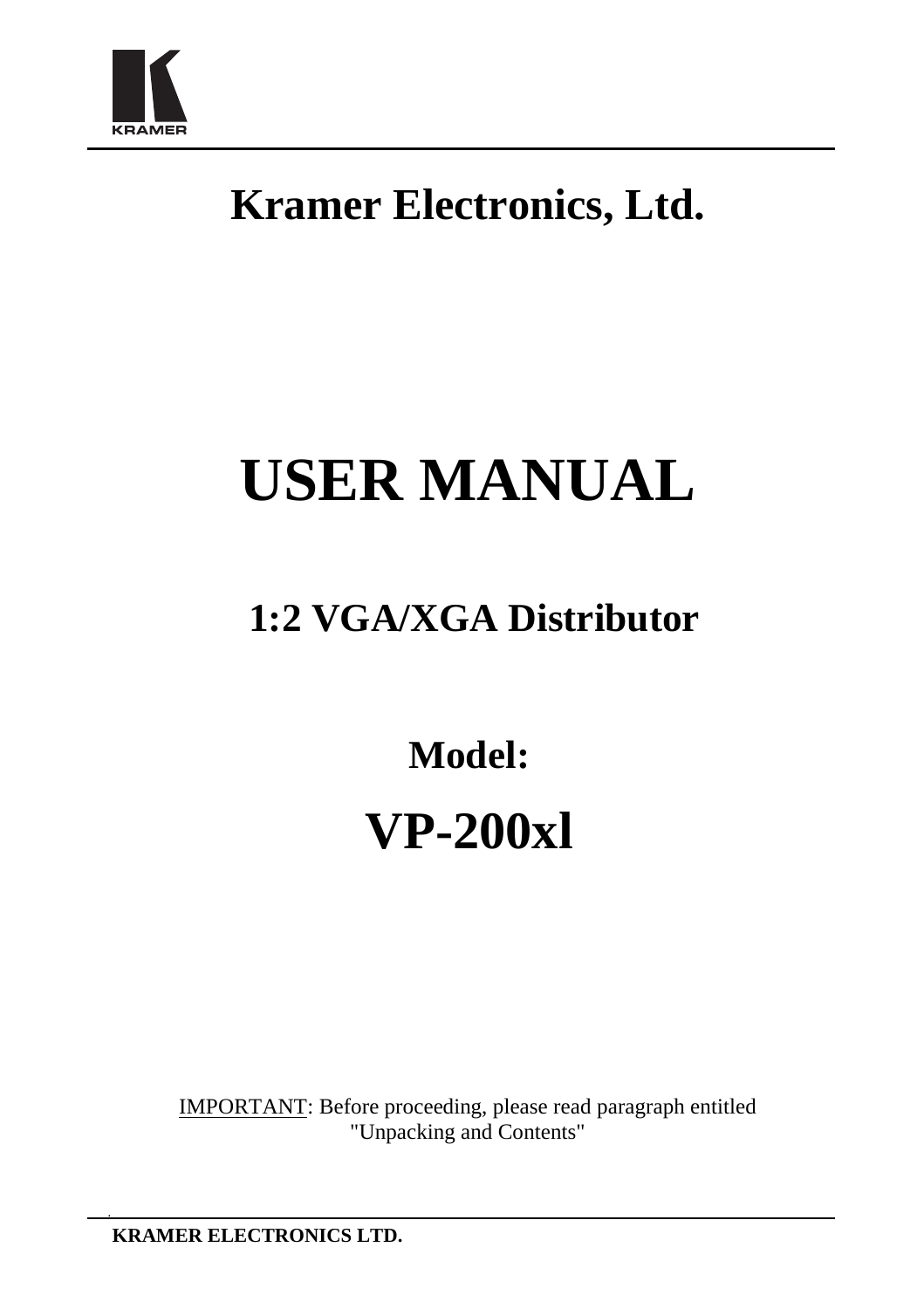# Kramer Electronics, Ltd.

# USER MANUAL

## 1:2 VGA/XGA Distributor

## Model:

# VP-200xl

IMPORTANT: Before proceeding, please read paragraph entitled "Unpacking and Contents"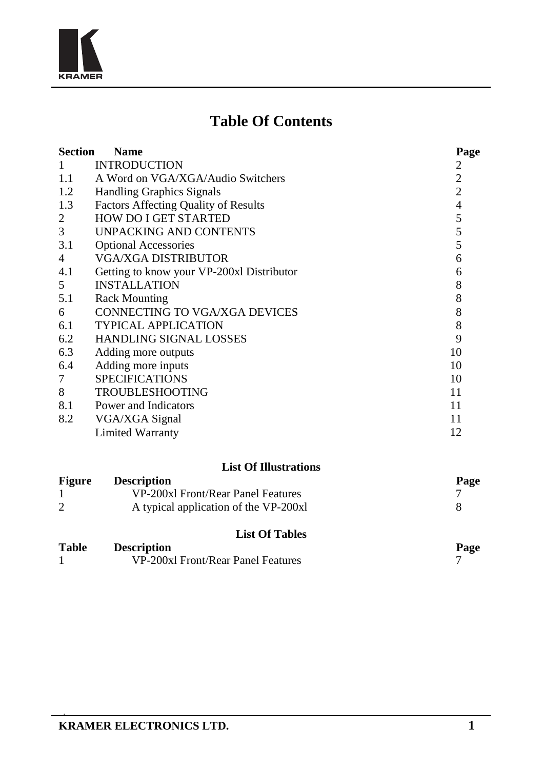# Table Of Contents

| Section | Name | Page |
|---|---|---|
| 1 | INTRODUCTION | 2 |
| 1.1 | A Word on VGA/XGA/Audio Switchers | 2 |
| 1.2 | Handling Graphics Signals | 2 |
| 1.3 | Factors Affecting Quality of Results | 4 |
| 2 | HOW DO I GET STARTED | 5 |
| 3 | UNPACKING AND CONTENTS | 5 |
| 3.1 | Optional Accessories | 5 |
| 4 | VGA/XGA DISTRIBUTOR | 6 |
| 4.1 | Getting to know your VP-200xl Distributor | 6 |
| 5 | INSTALLATION | 8 |
| 5.1 | Rack Mounting | 8 |
| 6 | CONNECTING TO VGA/XGA DEVICES | 8 |
| 6.1 | TYPICAL APPLICATION | 8 |
| 6.2 | HANDLING SIGNAL LOSSES | 9 |
| 6.3 | Adding more outputs | 10 |
| 6.4 | Adding more inputs | 10 |
| 7 | SPECIFICATIONS | 10 |
| 8 | TROUBLESHOOTING | 11 |
| 8.1 | Power and Indicators | 11 |
| 8.2 | VGA/XGA Signal | 11 |
| | Limited Warranty | 12 |

### List Of Illustrations

| Figure | Description | Page |
|---|---|---|
| 1 | VP-200xl Front/Rear Panel Features | 7 |
| 2 | A typical application of the VP-200xl | 8 |

### List Of Tables

| Table | Description | Page |
|---|---|---|
| 1 | VP-200xl Front/Rear Panel Features | 7 |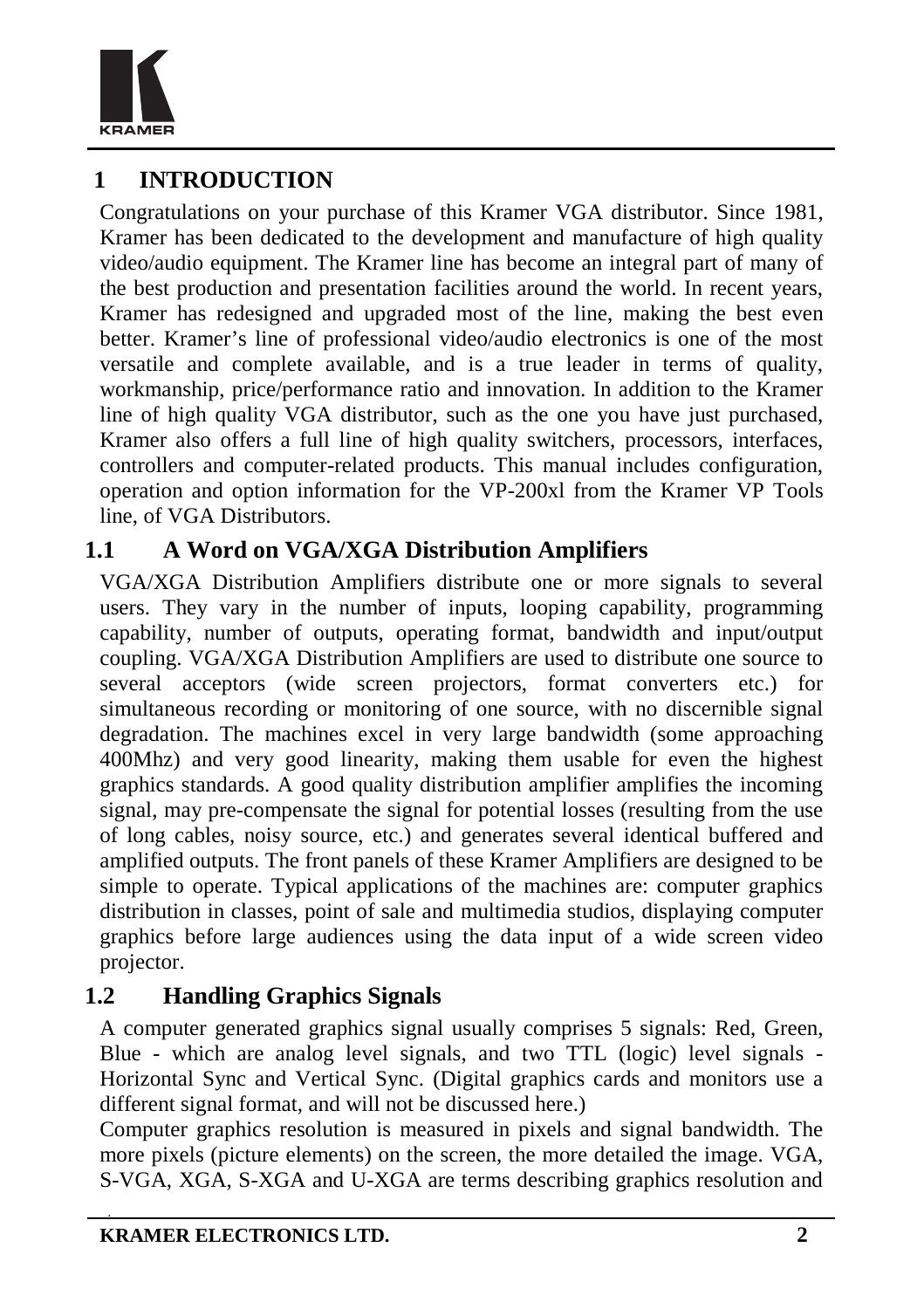# 1 INTRODUCTION

Congratulations on your purchase of this Kramer VGA distributor. Since 1981, Kramer has been dedicated to the development and manufacture of high quality video/audio equipment. The Kramer line has become an integral part of many of the best production and presentation facilities around the world. In recent years, Kramer has redesigned and upgraded most of the line, making the best even better. Kramer's line of professional video/audio electronics is one of the most versatile and complete available, and is a true leader in terms of quality, workmanship, price/performance ratio and innovation. In addition to the Kramer line of high quality VGA distributor, such as the one you have just purchased, Kramer also offers a full line of high quality switchers, processors, interfaces, controllers and computer-related products. This manual includes configuration, operation and option information for the VP-200xl from the Kramer VP Tools line, of VGA Distributors.

## 1.1 A Word on VGA/XGA Distribution Amplifiers

VGA/XGA Distribution Amplifiers distribute one or more signals to several users. They vary in the number of inputs, looping capability, programming capability, number of outputs, operating format, bandwidth and input/output coupling. VGA/XGA Distribution Amplifiers are used to distribute one source to several acceptors (wide screen projectors, format converters etc.) for simultaneous recording or monitoring of one source, with no discernible signal degradation. The machines excel in very large bandwidth (some approaching 400Mhz) and very good linearity, making them usable for even the highest graphics standards. A good quality distribution amplifier amplifies the incoming signal, may pre-compensate the signal for potential losses (resulting from the use of long cables, noisy source, etc.) and generates several identical buffered and amplified outputs. The front panels of these Kramer Amplifiers are designed to be simple to operate. Typical applications of the machines are: computer graphics distribution in classes, point of sale and multimedia studios, displaying computer graphics before large audiences using the data input of a wide screen video projector.

## 1.2 Handling Graphics Signals

A computer generated graphics signal usually comprises 5 signals: Red, Green, Blue - which are analog level signals, and two TTL (logic) level signals - Horizontal Sync and Vertical Sync. (Digital graphics cards and monitors use a different signal format, and will not be discussed here.)

Computer graphics resolution is measured in pixels and signal bandwidth. The more pixels (picture elements) on the screen, the more detailed the image. VGA, S-VGA, XGA, S-XGA and U-XGA are terms describing graphics resolution and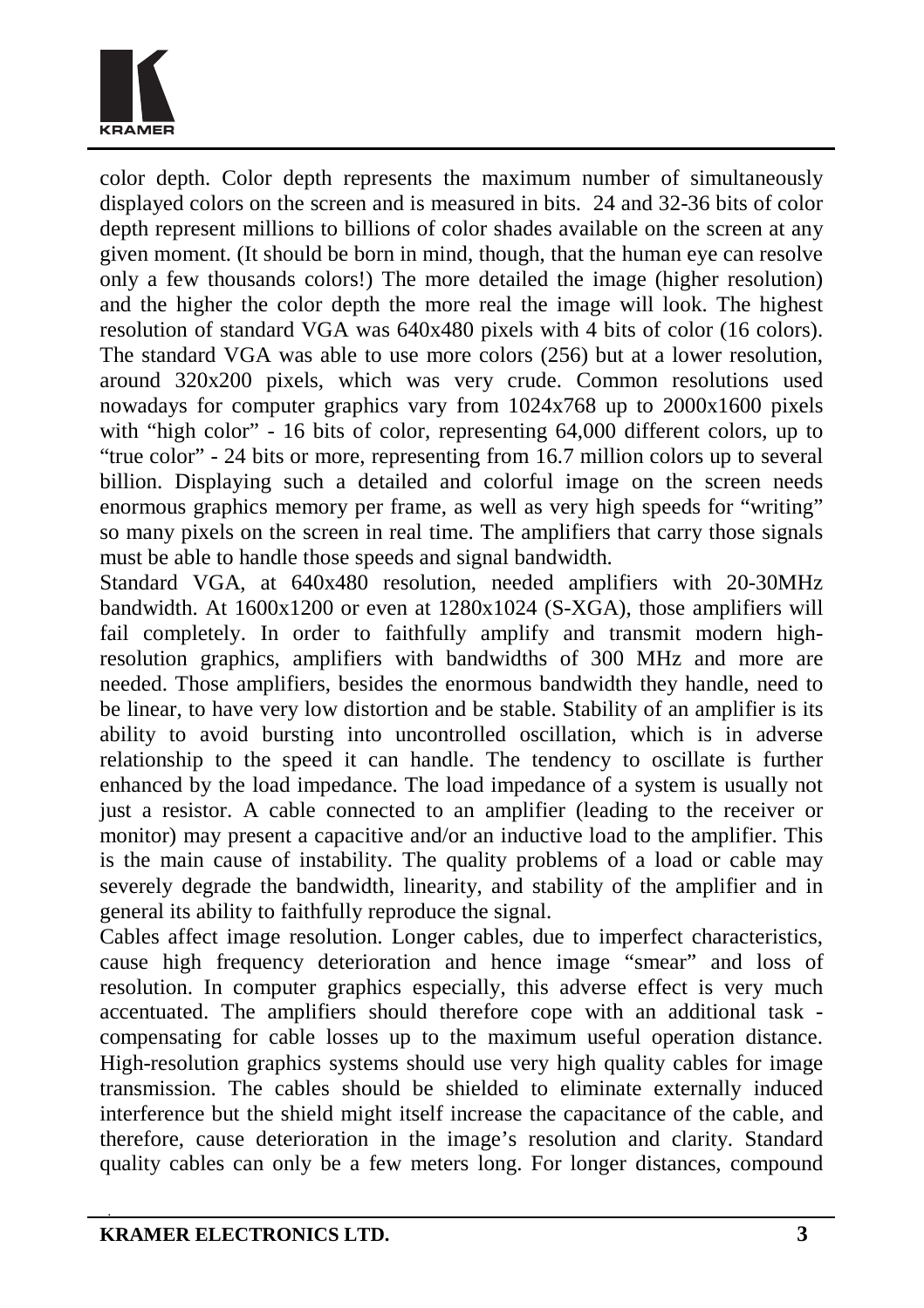color depth. Color depth represents the maximum number of simultaneously displayed colors on the screen and is measured in bits. 24 and 32-36 bits of color depth represent millions to billions of color shades available on the screen at any given moment. (It should be born in mind, though, that the human eye can resolve only a few thousands colors!) The more detailed the image (higher resolution) and the higher the color depth the more real the image will look. The highest resolution of standard VGA was 640x480 pixels with 4 bits of color (16 colors). The standard VGA was able to use more colors (256) but at a lower resolution, around 320x200 pixels, which was very crude. Common resolutions used nowadays for computer graphics vary from 1024x768 up to 2000x1600 pixels with "high color" - 16 bits of color, representing 64,000 different colors, up to "true color" - 24 bits or more, representing from 16.7 million colors up to several billion. Displaying such a detailed and colorful image on the screen needs enormous graphics memory per frame, as well as very high speeds for "writing" so many pixels on the screen in real time. The amplifiers that carry those signals must be able to handle those speeds and signal bandwidth.

Standard VGA, at 640x480 resolution, needed amplifiers with 20-30MHz bandwidth. At 1600x1200 or even at 1280x1024 (S-XGA), those amplifiers will fail completely. In order to faithfully amplify and transmit modern high-resolution graphics, amplifiers with bandwidths of 300 MHz and more are needed. Those amplifiers, besides the enormous bandwidth they handle, need to be linear, to have very low distortion and be stable. Stability of an amplifier is its ability to avoid bursting into uncontrolled oscillation, which is in adverse relationship to the speed it can handle. The tendency to oscillate is further enhanced by the load impedance. The load impedance of a system is usually not just a resistor. A cable connected to an amplifier (leading to the receiver or monitor) may present a capacitive and/or an inductive load to the amplifier. This is the main cause of instability. The quality problems of a load or cable may severely degrade the bandwidth, linearity, and stability of the amplifier and in general its ability to faithfully reproduce the signal.

Cables affect image resolution. Longer cables, due to imperfect characteristics, cause high frequency deterioration and hence image "smear" and loss of resolution. In computer graphics especially, this adverse effect is very much accentuated. The amplifiers should therefore cope with an additional task - compensating for cable losses up to the maximum useful operation distance. High-resolution graphics systems should use very high quality cables for image transmission. The cables should be shielded to eliminate externally induced interference but the shield might itself increase the capacitance of the cable, and therefore, cause deterioration in the image's resolution and clarity. Standard quality cables can only be a few meters long. For longer distances, compound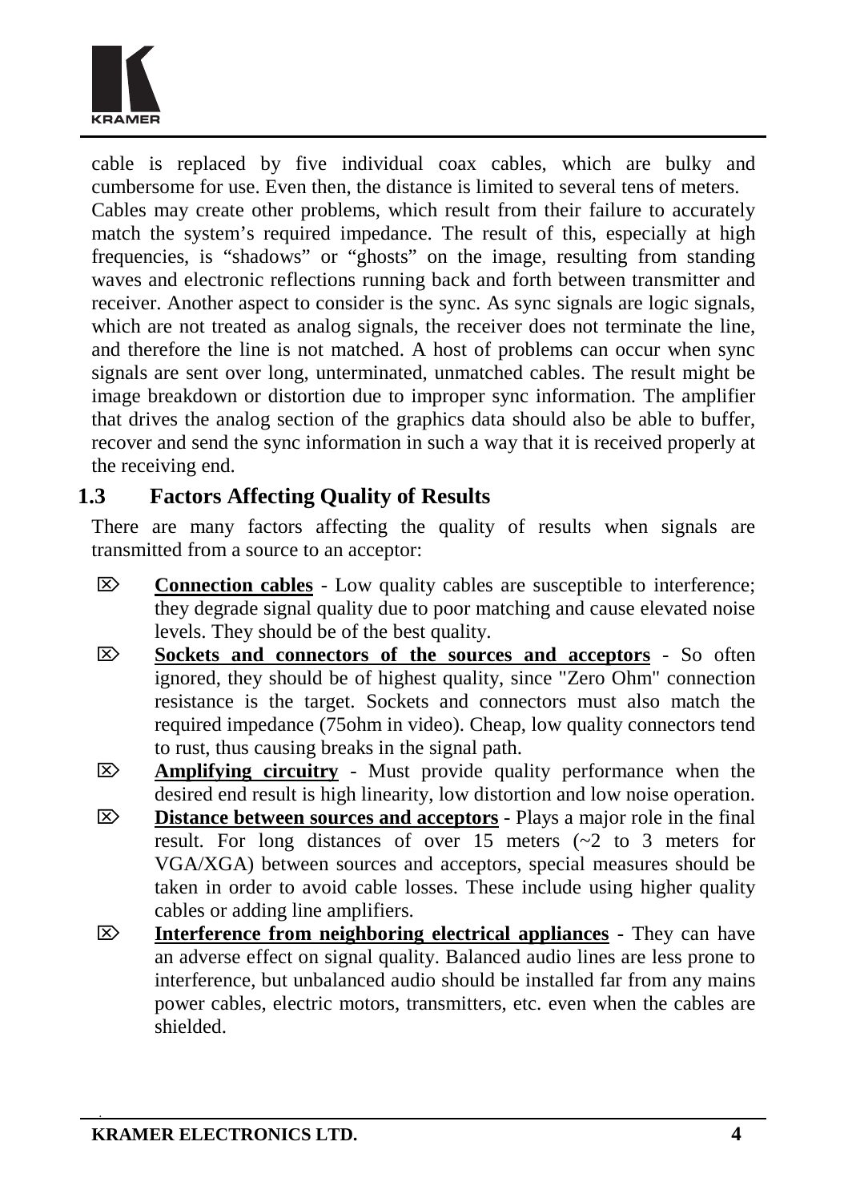cable is replaced by five individual coax cables, which are bulky and cumbersome for use. Even then, the distance is limited to several tens of meters.

Cables may create other problems, which result from their failure to accurately match the system's required impedance. The result of this, especially at high frequencies, is "shadows" or "ghosts" on the image, resulting from standing waves and electronic reflections running back and forth between transmitter and receiver. Another aspect to consider is the sync. As sync signals are logic signals, which are not treated as analog signals, the receiver does not terminate the line, and therefore the line is not matched. A host of problems can occur when sync signals are sent over long, unterminated, unmatched cables. The result might be image breakdown or distortion due to improper sync information. The amplifier that drives the analog section of the graphics data should also be able to buffer, recover and send the sync information in such a way that it is received properly at the receiving end.

## 1.3 Factors Affecting Quality of Results

There are many factors affecting the quality of results when signals are transmitted from a source to an acceptor:

- **Connection cables** - Low quality cables are susceptible to interference; they degrade signal quality due to poor matching and cause elevated noise levels. They should be of the best quality.
- **Sockets and connectors of the sources and acceptors** - So often ignored, they should be of highest quality, since "Zero Ohm" connection resistance is the target. Sockets and connectors must also match the required impedance (75ohm in video). Cheap, low quality connectors tend to rust, thus causing breaks in the signal path.
- **Amplifying circuitry** - Must provide quality performance when the desired end result is high linearity, low distortion and low noise operation.
- **Distance between sources and acceptors** - Plays a major role in the final result. For long distances of over 15 meters (~2 to 3 meters for VGA/XGA) between sources and acceptors, special measures should be taken in order to avoid cable losses. These include using higher quality cables or adding line amplifiers.
- **Interference from neighboring electrical appliances** - They can have an adverse effect on signal quality. Balanced audio lines are less prone to interference, but unbalanced audio should be installed far from any mains power cables, electric motors, transmitters, etc. even when the cables are shielded.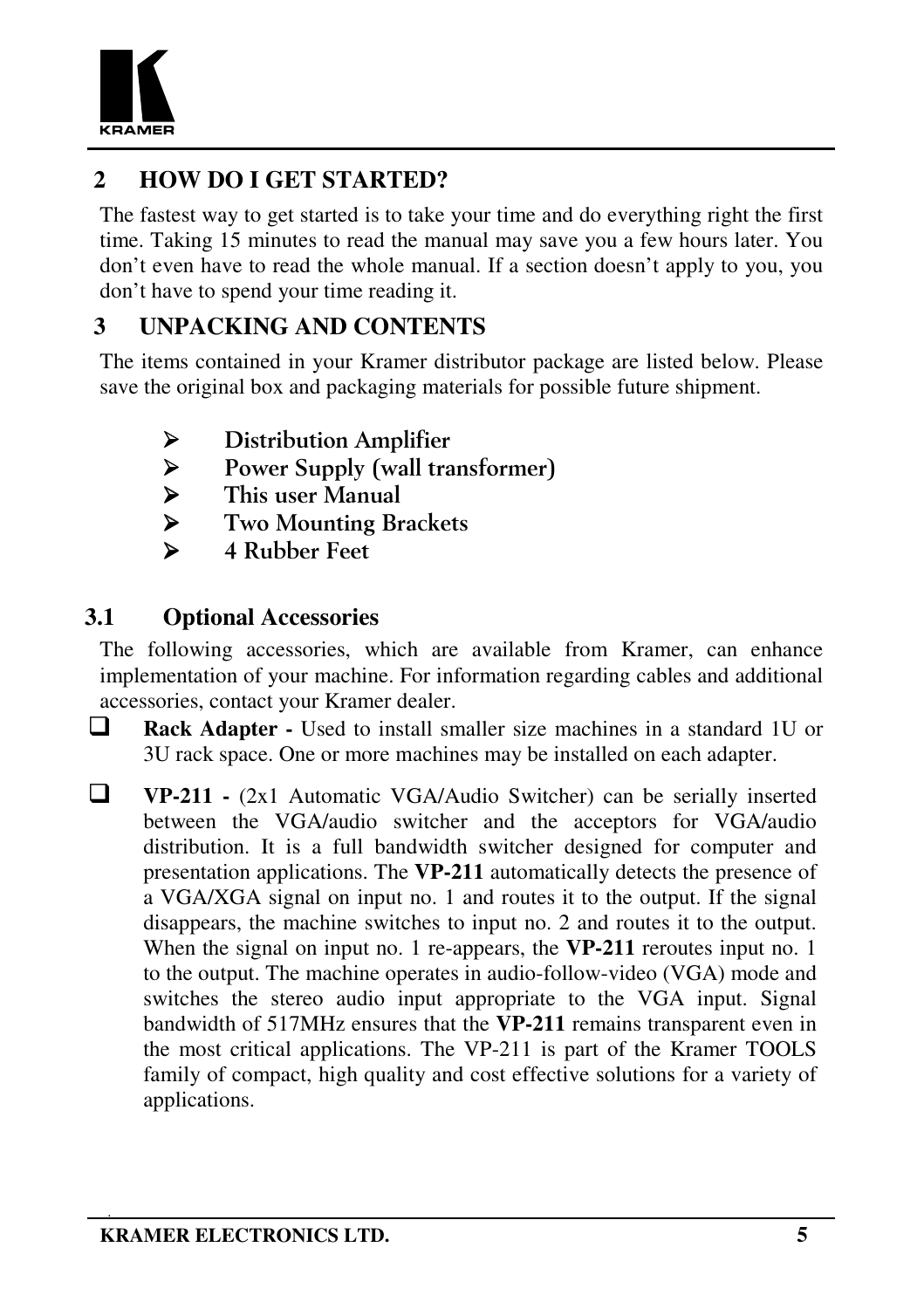## 2 HOW DO I GET STARTED?

The fastest way to get started is to take your time and do everything right the first time. Taking 15 minutes to read the manual may save you a few hours later. You don't even have to read the whole manual. If a section doesn't apply to you, you don't have to spend your time reading it.

## 3 UNPACKING AND CONTENTS

The items contained in your Kramer distributor package are listed below. Please save the original box and packaging materials for possible future shipment.

- Distribution Amplifier
- Power Supply (wall transformer)
- This user Manual
- Two Mounting Brackets
- 4 Rubber Feet

### 3.1 Optional Accessories

The following accessories, which are available from Kramer, can enhance implementation of your machine. For information regarding cables and additional accessories, contact your Kramer dealer.

- **Rack Adapter -** Used to install smaller size machines in a standard 1U or 3U rack space. One or more machines may be installed on each adapter.

- **VP-211 -** (2x1 Automatic VGA/Audio Switcher) can be serially inserted between the VGA/audio switcher and the acceptors for VGA/audio distribution. It is a full bandwidth switcher designed for computer and presentation applications. The **VP-211** automatically detects the presence of a VGA/XGA signal on input no. 1 and routes it to the output. If the signal disappears, the machine switches to input no. 2 and routes it to the output. When the signal on input no. 1 re-appears, the **VP-211** reroutes input no. 1 to the output. The machine operates in audio-follow-video (VGA) mode and switches the stereo audio input appropriate to the VGA input. Signal bandwidth of 517MHz ensures that the **VP-211** remains transparent even in the most critical applications. The VP-211 is part of the Kramer TOOLS family of compact, high quality and cost effective solutions for a variety of applications.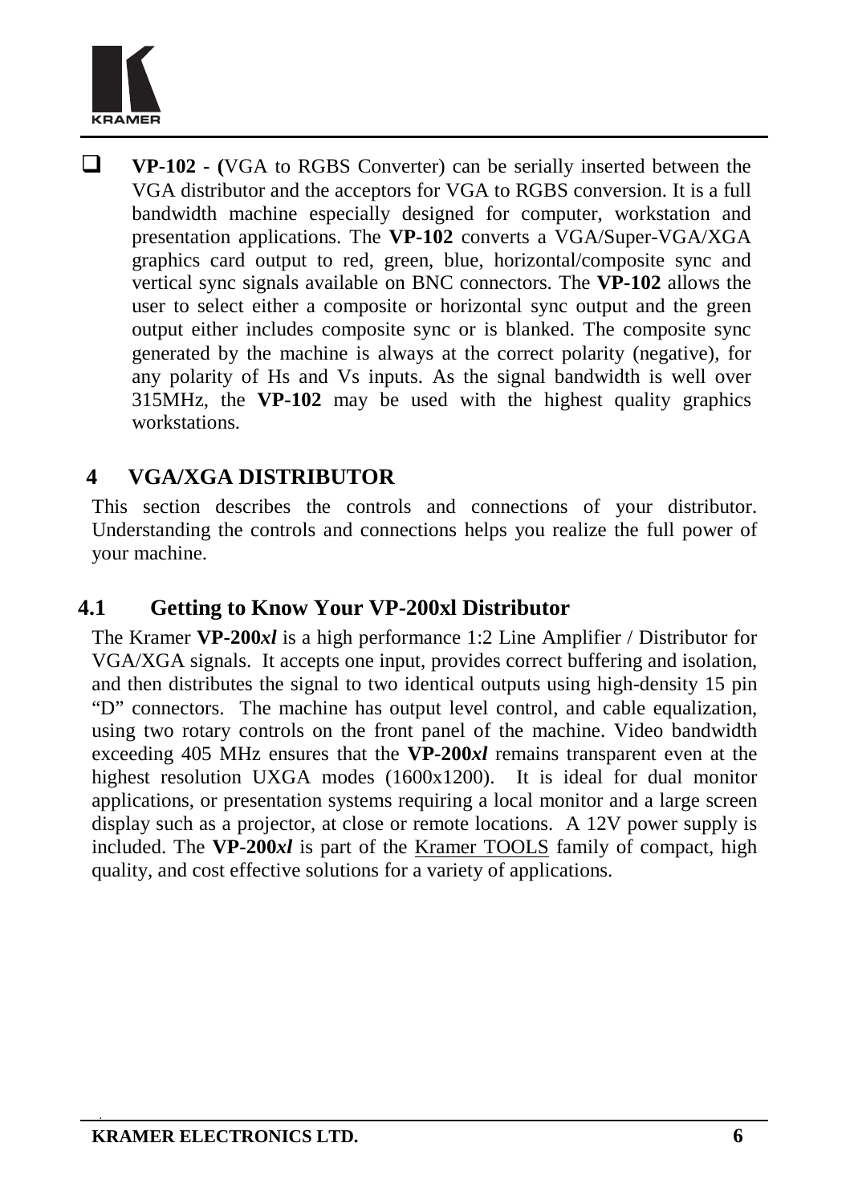- **VP-102 - (**VGA to RGBS Converter) can be serially inserted between the VGA distributor and the acceptors for VGA to RGBS conversion. It is a full bandwidth machine especially designed for computer, workstation and presentation applications. The **VP-102** converts a VGA/Super-VGA/XGA graphics card output to red, green, blue, horizontal/composite sync and vertical sync signals available on BNC connectors. The **VP-102** allows the user to select either a composite or horizontal sync output and the green output either includes composite sync or is blanked. The composite sync generated by the machine is always at the correct polarity (negative), for any polarity of Hs and Vs inputs. As the signal bandwidth is well over 315MHz, the **VP-102** may be used with the highest quality graphics workstations.

# 4 VGA/XGA DISTRIBUTOR

This section describes the controls and connections of your distributor. Understanding the controls and connections helps you realize the full power of your machine.

## 4.1 Getting to Know Your VP-200xl Distributor

The Kramer **VP-200*xl*** is a high performance 1:2 Line Amplifier / Distributor for VGA/XGA signals. It accepts one input, provides correct buffering and isolation, and then distributes the signal to two identical outputs using high-density 15 pin “D” connectors. The machine has output level control, and cable equalization, using two rotary controls on the front panel of the machine. Video bandwidth exceeding 405 MHz ensures that the **VP-200*xl*** remains transparent even at the highest resolution UXGA modes (1600x1200). It is ideal for dual monitor applications, or presentation systems requiring a local monitor and a large screen display such as a projector, at close or remote locations. A 12V power supply is included. The **VP-200*xl*** is part of the Kramer TOOLS family of compact, high quality, and cost effective solutions for a variety of applications.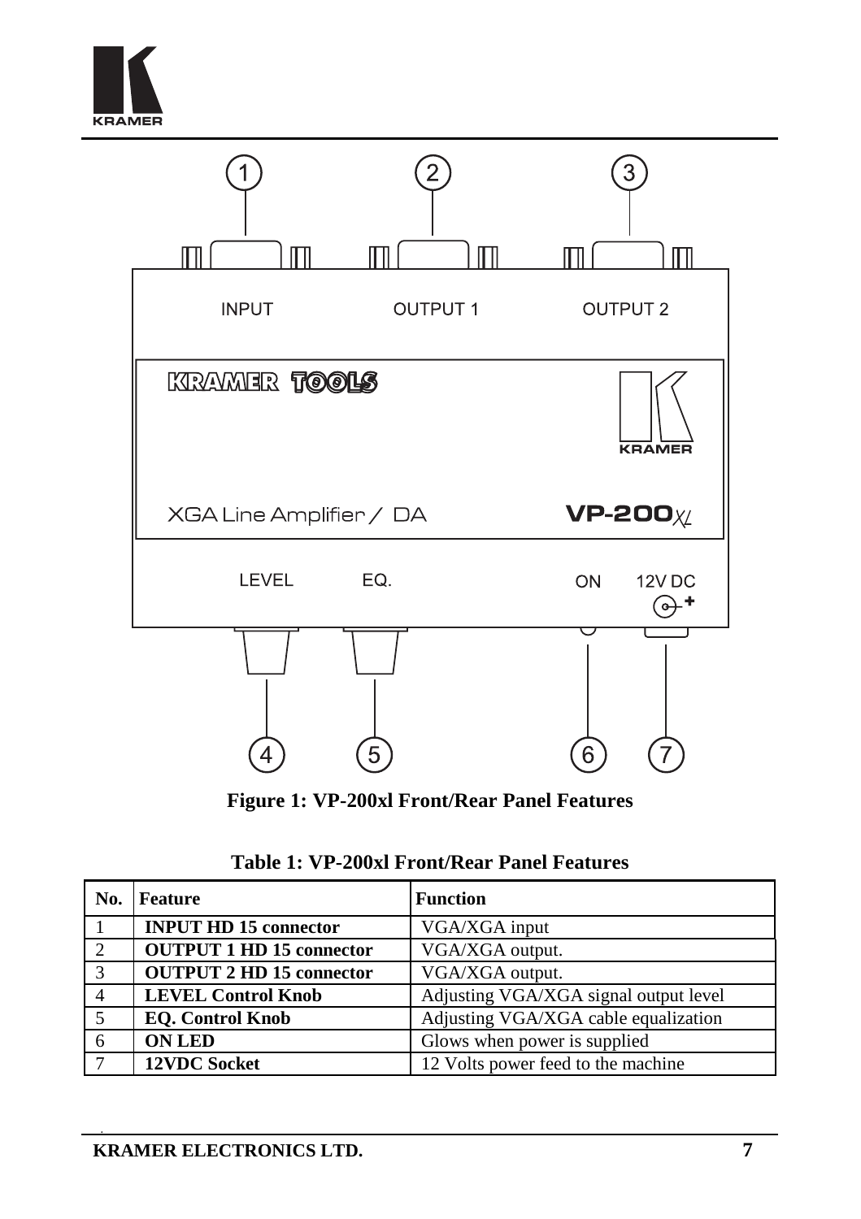**Figure 1: VP-200xl Front/Rear Panel Features**

**Table 1: VP-200xl Front/Rear Panel Features**

| No. | Feature | Function |
|---|---|---|
| 1 | **INPUT HD 15 connector** | VGA/XGA input |
| 2 | **OUTPUT 1 HD 15 connector** | VGA/XGA output. |
| 3 | **OUTPUT 2 HD 15 connector** | VGA/XGA output. |
| 4 | **LEVEL Control Knob** | Adjusting VGA/XGA signal output level |
| 5 | **EQ. Control Knob** | Adjusting VGA/XGA cable equalization |
| 6 | **ON LED** | Glows when power is supplied |
| 7 | **12VDC Socket** | 12 Volts power feed to the machine |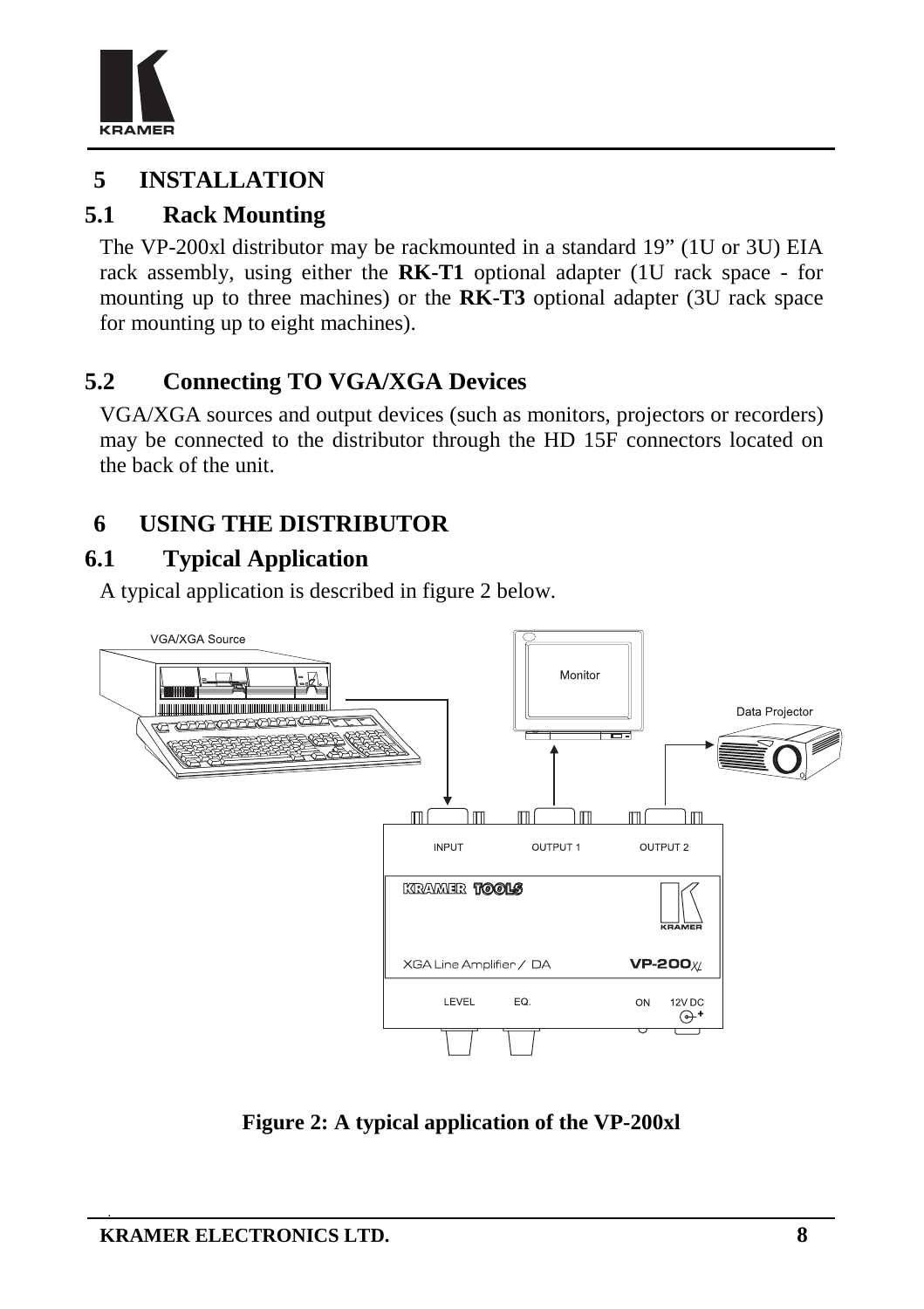# 5 INSTALLATION

## 5.1 Rack Mounting

The VP-200xl distributor may be rackmounted in a standard 19” (1U or 3U) EIA rack assembly, using either the **RK-T1** optional adapter (1U rack space - for mounting up to three machines) or the **RK-T3** optional adapter (3U rack space for mounting up to eight machines).

## 5.2 Connecting TO VGA/XGA Devices

VGA/XGA sources and output devices (such as monitors, projectors or recorders) may be connected to the distributor through the HD 15F connectors located on the back of the unit.

# 6 USING THE DISTRIBUTOR

## 6.1 Typical Application

A typical application is described in figure 2 below.

**Figure 2: A typical application of the VP-200xl**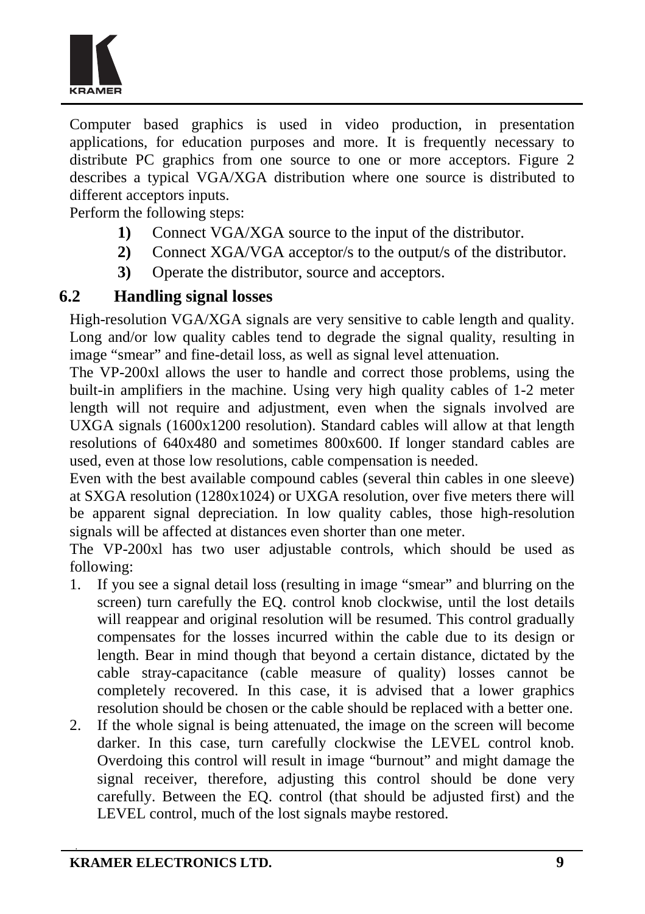Computer based graphics is used in video production, in presentation applications, for education purposes and more. It is frequently necessary to distribute PC graphics from one source to one or more acceptors. Figure 2 describes a typical VGA/XGA distribution where one source is distributed to different acceptors inputs.

Perform the following steps:

**1)** Connect VGA/XGA source to the input of the distributor.

**2)** Connect XGA/VGA acceptor/s to the output/s of the distributor.

**3)** Operate the distributor, source and acceptors.

## 6.2 Handling signal losses

High-resolution VGA/XGA signals are very sensitive to cable length and quality. Long and/or low quality cables tend to degrade the signal quality, resulting in image "smear" and fine-detail loss, as well as signal level attenuation.

The VP-200xl allows the user to handle and correct those problems, using the built-in amplifiers in the machine. Using very high quality cables of 1-2 meter length will not require and adjustment, even when the signals involved are UXGA signals (1600x1200 resolution). Standard cables will allow at that length resolutions of 640x480 and sometimes 800x600. If longer standard cables are used, even at those low resolutions, cable compensation is needed.

Even with the best available compound cables (several thin cables in one sleeve) at SXGA resolution (1280x1024) or UXGA resolution, over five meters there will be apparent signal depreciation. In low quality cables, those high-resolution signals will be affected at distances even shorter than one meter.

The VP-200xl has two user adjustable controls, which should be used as following:

1. If you see a signal detail loss (resulting in image "smear" and blurring on the screen) turn carefully the EQ. control knob clockwise, until the lost details will reappear and original resolution will be resumed. This control gradually compensates for the losses incurred within the cable due to its design or length. Bear in mind though that beyond a certain distance, dictated by the cable stray-capacitance (cable measure of quality) losses cannot be completely recovered. In this case, it is advised that a lower graphics resolution should be chosen or the cable should be replaced with a better one.
2. If the whole signal is being attenuated, the image on the screen will become darker. In this case, turn carefully clockwise the LEVEL control knob. Overdoing this control will result in image "burnout" and might damage the signal receiver, therefore, adjusting this control should be done very carefully. Between the EQ. control (that should be adjusted first) and the LEVEL control, much of the lost signals maybe restored.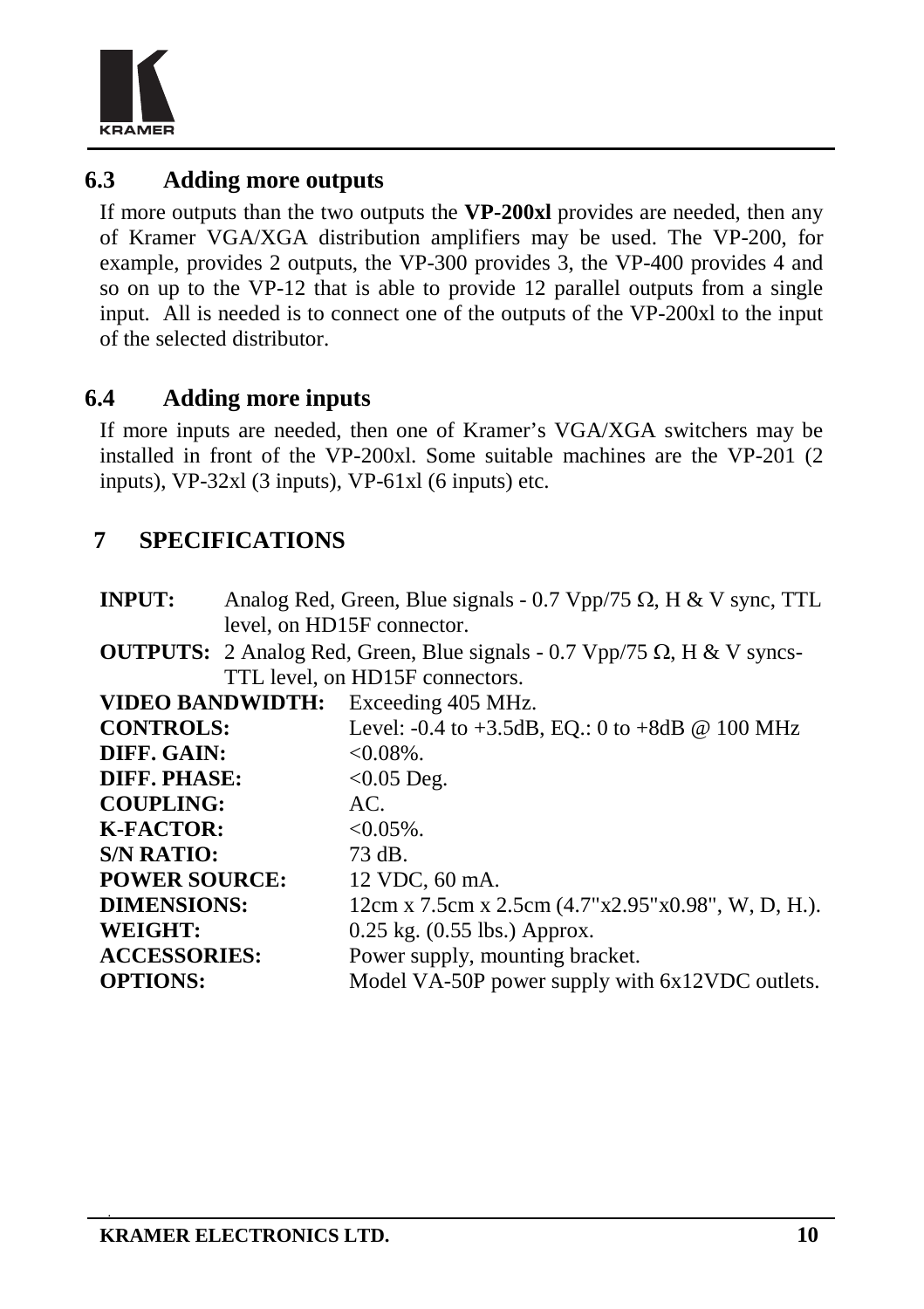### 6.3 Adding more outputs

If more outputs than the two outputs the **VP-200xl** provides are needed, then any of Kramer VGA/XGA distribution amplifiers may be used. The VP-200, for example, provides 2 outputs, the VP-300 provides 3, the VP-400 provides 4 and so on up to the VP-12 that is able to provide 12 parallel outputs from a single input. All is needed is to connect one of the outputs of the VP-200xl to the input of the selected distributor.

### 6.4 Adding more inputs

If more inputs are needed, then one of Kramer's VGA/XGA switchers may be installed in front of the VP-200xl. Some suitable machines are the VP-201 (2 inputs), VP-32xl (3 inputs), VP-61xl (6 inputs) etc.

## 7 SPECIFICATIONS

**INPUT:** Analog Red, Green, Blue signals - 0.7 Vpp/75 Ω, H & V sync, TTL level, on HD15F connector.

**OUTPUTS:** 2 Analog Red, Green, Blue signals - 0.7 Vpp/75 Ω, H & V syncs-TTL level, on HD15F connectors.

| | |
|---|---|
| **VIDEO BANDWIDTH:** | Exceeding 405 MHz. |
| **CONTROLS:** | Level: -0.4 to +3.5dB, EQ.: 0 to +8dB @ 100 MHz |
| **DIFF. GAIN:** | <0.08%. |
| **DIFF. PHASE:** | <0.05 Deg. |
| **COUPLING:** | AC. |
| **K-FACTOR:** | <0.05%. |
| **S/N RATIO:** | 73 dB. |
| **POWER SOURCE:** | 12 VDC, 60 mA. |
| **DIMENSIONS:** | 12cm x 7.5cm x 2.5cm (4.7"x2.95"x0.98", W, D, H.). |
| **WEIGHT:** | 0.25 kg. (0.55 lbs.) Approx. |
| **ACCESSORIES:** | Power supply, mounting bracket. |
| **OPTIONS:** | Model VA-50P power supply with 6x12VDC outlets. |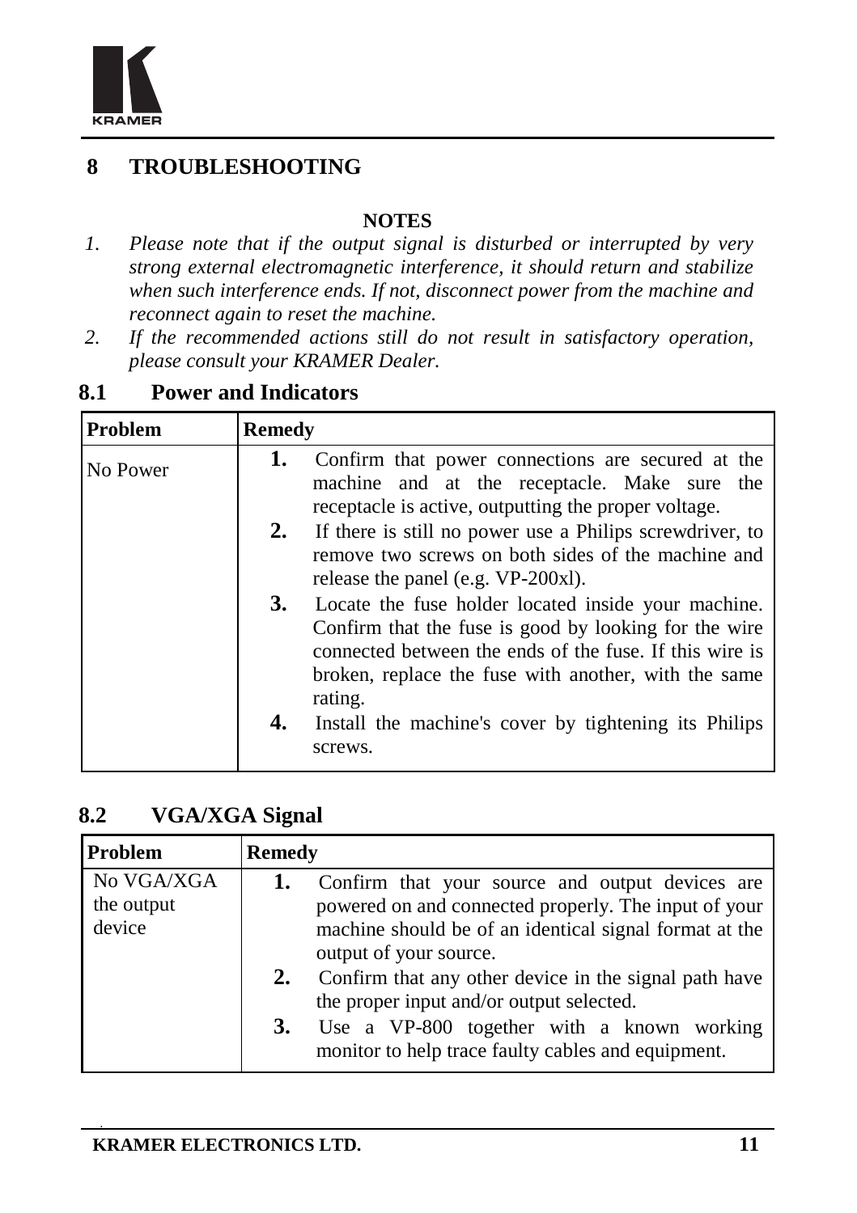# 8 TROUBLESHOOTING

**NOTES**

1. *Please note that if the output signal is disturbed or interrupted by very strong external electromagnetic interference, it should return and stabilize when such interference ends. If not, disconnect power from the machine and reconnect again to reset the machine.*
2. *If the recommended actions still do not result in satisfactory operation, please consult your KRAMER Dealer.*

## 8.1 Power and Indicators

| Problem | Remedy |
|---|---|
| No Power | **1.** Confirm that power connections are secured at the machine and at the receptacle. Make sure the receptacle is active, outputting the proper voltage.<br>**2.** If there is still no power use a Philips screwdriver, to remove two screws on both sides of the machine and release the panel (e.g. VP-200xl).<br>**3.** Locate the fuse holder located inside your machine. Confirm that the fuse is good by looking for the wire connected between the ends of the fuse. If this wire is broken, replace the fuse with another, with the same rating.<br>**4.** Install the machine's cover by tightening its Philips screws. |

## 8.2 VGA/XGA Signal

| Problem | Remedy |
|---|---|
| No VGA/XGA the output device | **1.** Confirm that your source and output devices are powered on and connected properly. The input of your machine should be of an identical signal format at the output of your source.<br>**2.** Confirm that any other device in the signal path have the proper input and/or output selected.<br>**3.** Use a VP-800 together with a known working monitor to help trace faulty cables and equipment. |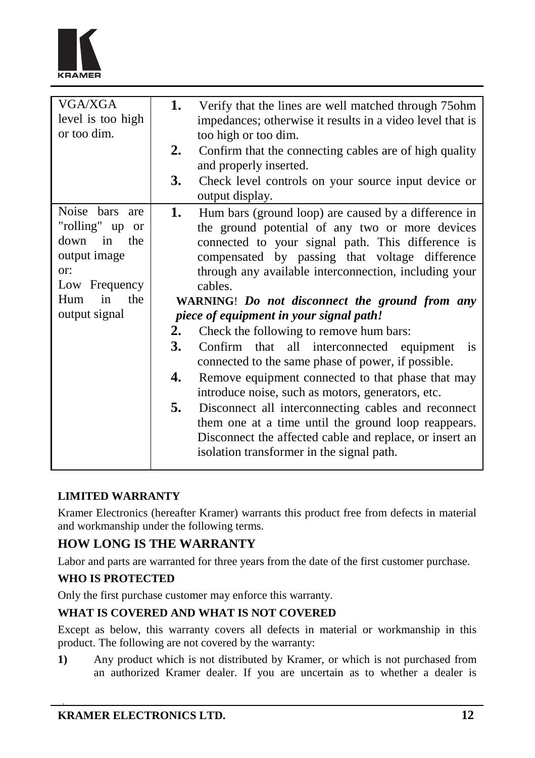| | |
|---|---|
| VGA/XGA level is too high or too dim. | **1.** Verify that the lines are well matched through 75ohm impedances; otherwise it results in a video level that is too high or too dim.<br>**2.** Confirm that the connecting cables are of high quality and properly inserted.<br>**3.** Check level controls on your source input device or output display. |
| Noise bars are "rolling" up or down in the output image<br>or:<br>Low Frequency Hum in the output signal | **1.** Hum bars (ground loop) are caused by a difference in the ground potential of any two or more devices connected to your signal path. This difference is compensated by passing that voltage difference through any available interconnection, including your cables.<br>**WARNING**! ***Do not disconnect the ground from any piece of equipment in your signal path!***<br>**2.** Check the following to remove hum bars:<br>**3.** Confirm that all interconnected equipment is connected to the same phase of power, if possible.<br>**4.** Remove equipment connected to that phase that may introduce noise, such as motors, generators, etc.<br>**5.** Disconnect all interconnecting cables and reconnect them one at a time until the ground loop reappears. Disconnect the affected cable and replace, or insert an isolation transformer in the signal path. |

**LIMITED WARRANTY**

Kramer Electronics (hereafter Kramer) warrants this product free from defects in material and workmanship under the following terms.

## HOW LONG IS THE WARRANTY

Labor and parts are warranted for three years from the date of the first customer purchase.

**WHO IS PROTECTED**

Only the first purchase customer may enforce this warranty.

**WHAT IS COVERED AND WHAT IS NOT COVERED**

Except as below, this warranty covers all defects in material or workmanship in this product. The following are not covered by the warranty:

**1)** Any product which is not distributed by Kramer, or which is not purchased from an authorized Kramer dealer. If you are uncertain as to whether a dealer is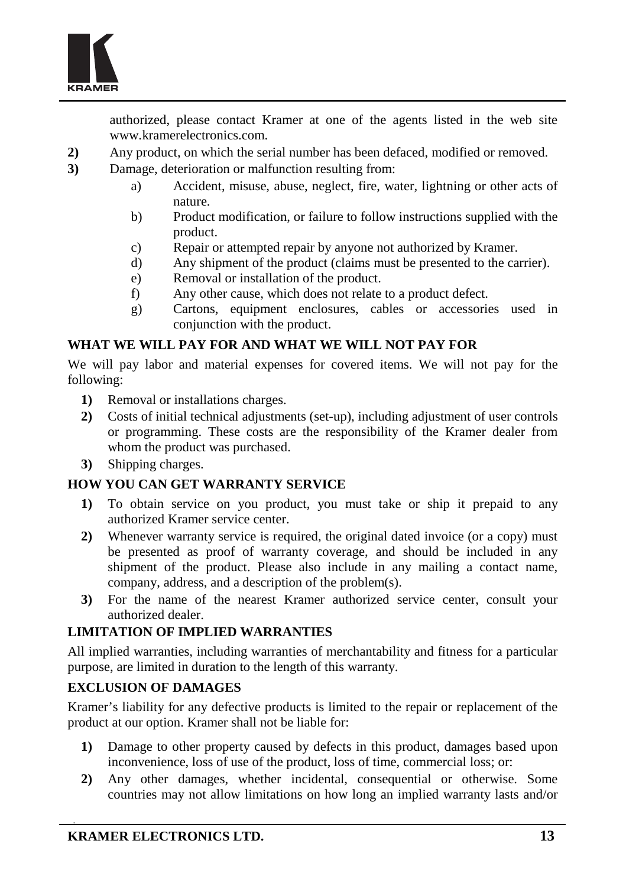authorized, please contact Kramer at one of the agents listed in the web site www.kramerelectronics.com.

**2)** Any product, on which the serial number has been defaced, modified or removed.

**3)** Damage, deterioration or malfunction resulting from:

   a) Accident, misuse, abuse, neglect, fire, water, lightning or other acts of nature.

   b) Product modification, or failure to follow instructions supplied with the product.

   c) Repair or attempted repair by anyone not authorized by Kramer.

   d) Any shipment of the product (claims must be presented to the carrier).

   e) Removal or installation of the product.

   f) Any other cause, which does not relate to a product defect.

   g) Cartons, equipment enclosures, cables or accessories used in conjunction with the product.

**WHAT WE WILL PAY FOR AND WHAT WE WILL NOT PAY FOR**

We will pay labor and material expenses for covered items. We will not pay for the following:

**1)** Removal or installations charges.

**2)** Costs of initial technical adjustments (set-up), including adjustment of user controls or programming. These costs are the responsibility of the Kramer dealer from whom the product was purchased.

**3)** Shipping charges.

**HOW YOU CAN GET WARRANTY SERVICE**

**1)** To obtain service on you product, you must take or ship it prepaid to any authorized Kramer service center.

**2)** Whenever warranty service is required, the original dated invoice (or a copy) must be presented as proof of warranty coverage, and should be included in any shipment of the product. Please also include in any mailing a contact name, company, address, and a description of the problem(s).

**3)** For the name of the nearest Kramer authorized service center, consult your authorized dealer.

**LIMITATION OF IMPLIED WARRANTIES**

All implied warranties, including warranties of merchantability and fitness for a particular purpose, are limited in duration to the length of this warranty.

**EXCLUSION OF DAMAGES**

Kramer's liability for any defective products is limited to the repair or replacement of the product at our option. Kramer shall not be liable for:

**1)** Damage to other property caused by defects in this product, damages based upon inconvenience, loss of use of the product, loss of time, commercial loss; or:

**2)** Any other damages, whether incidental, consequential or otherwise. Some countries may not allow limitations on how long an implied warranty lasts and/or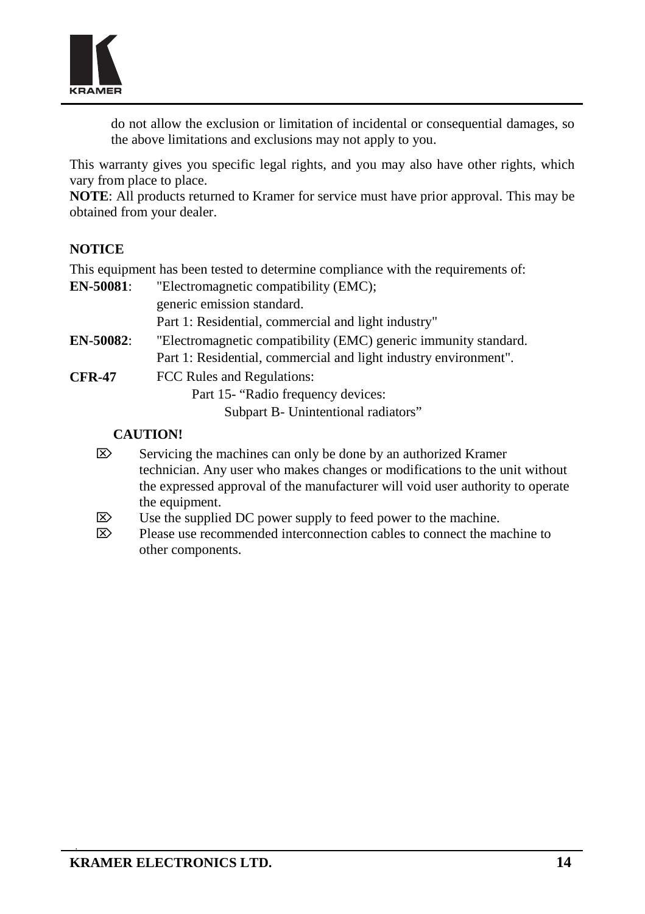do not allow the exclusion or limitation of incidental or consequential damages, so the above limitations and exclusions may not apply to you.

This warranty gives you specific legal rights, and you may also have other rights, which vary from place to place.

**NOTE**: All products returned to Kramer for service must have prior approval. This may be obtained from your dealer.

**NOTICE**

This equipment has been tested to determine compliance with the requirements of:

**EN-50081**: "Electromagnetic compatibility (EMC);
generic emission standard.
Part 1: Residential, commercial and light industry"

**EN-50082**: "Electromagnetic compatibility (EMC) generic immunity standard.
Part 1: Residential, commercial and light industry environment".

**CFR-47** FCC Rules and Regulations:
Part 15- "Radio frequency devices:
Subpart B- Unintentional radiators"

**CAUTION!**

- Servicing the machines can only be done by an authorized Kramer technician. Any user who makes changes or modifications to the unit without the expressed approval of the manufacturer will void user authority to operate the equipment.
- Use the supplied DC power supply to feed power to the machine.
- Please use recommended interconnection cables to connect the machine to other components.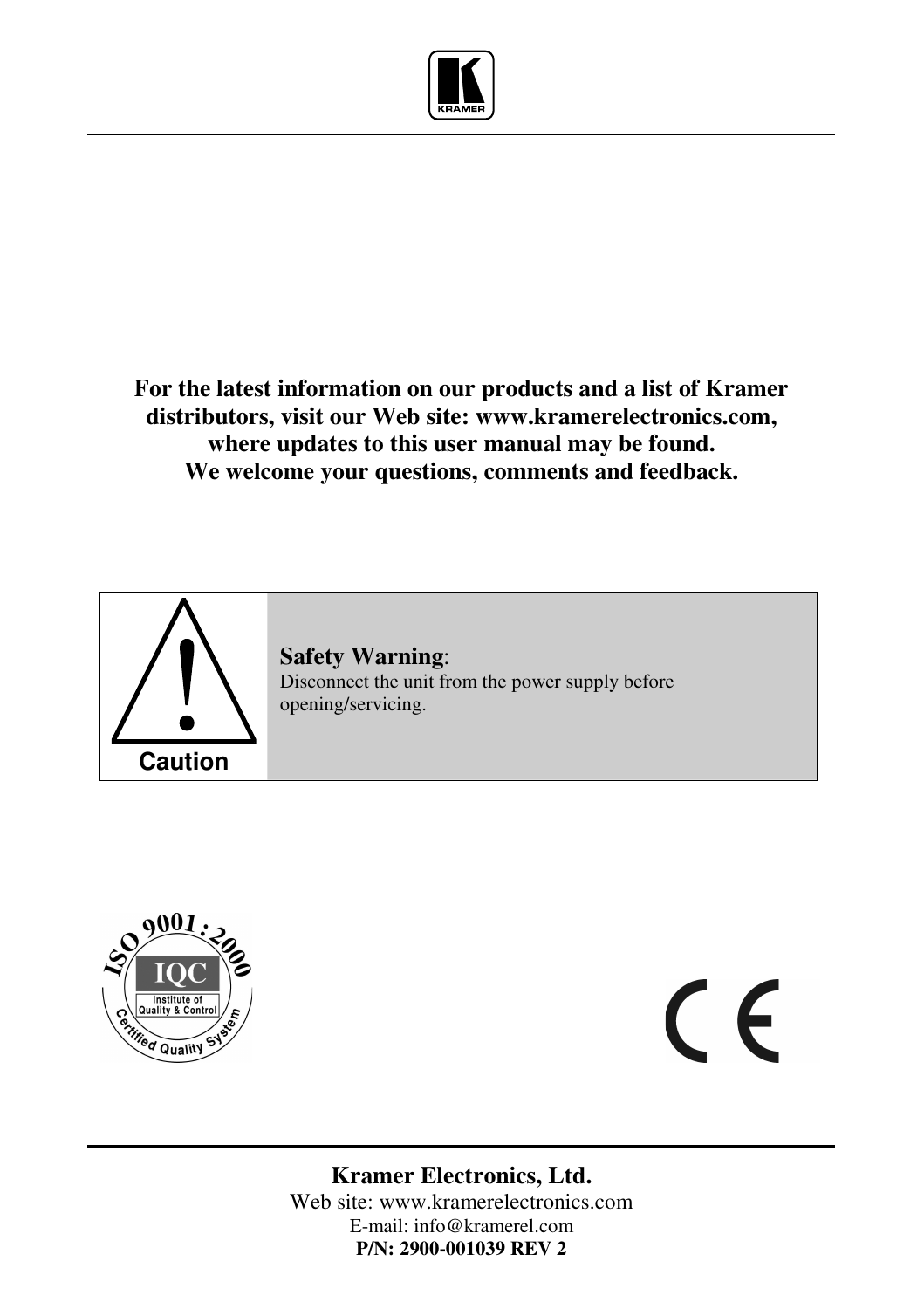**For the latest information on our products and a list of Kramer distributors, visit our Web site: www.kramerelectronics.com, where updates to this user manual may be found.**
**We welcome your questions, comments and feedback.**

Caution

**Safety Warning**:
Disconnect the unit from the power supply before opening/servicing.

ISO 9001 : 2000
IQC
Institute of Quality & Control
Certified Quality System

**Kramer Electronics, Ltd.**
Web site: www.kramerelectronics.com
E-mail: info@kramerel.com
**P/N: 2900-001039 REV 2**